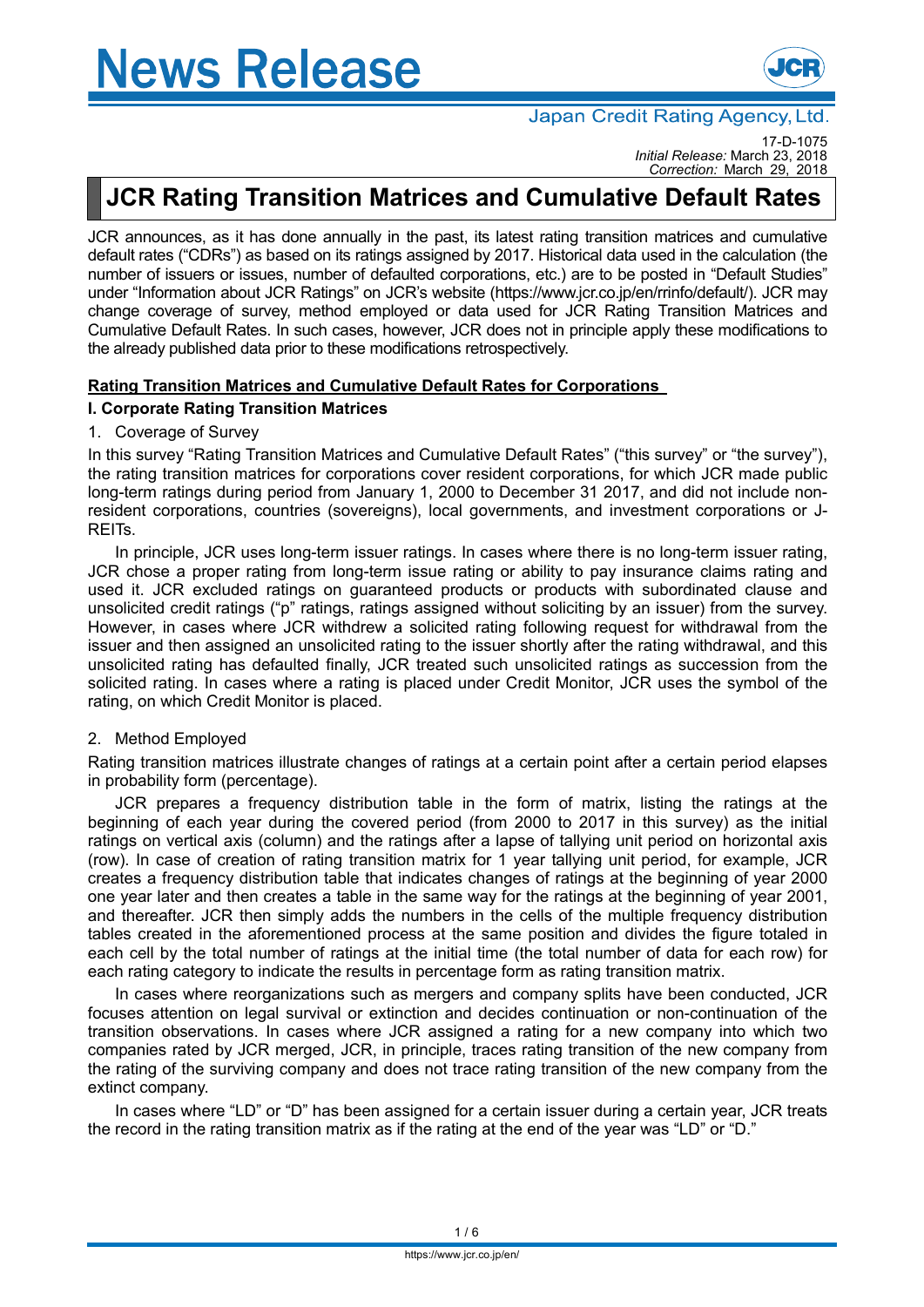# News Release

Japan Credit Rating Agency, Ltd.

17-D-1075
*Initial Release:* March 23, 2018
*Correction:* March 29, 2018

# JCR Rating Transition Matrices and Cumulative Default Rates

JCR announces, as it has done annually in the past, its latest rating transition matrices and cumulative default rates ("CDRs") as based on its ratings assigned by 2017. Historical data used in the calculation (the number of issuers or issues, number of defaulted corporations, etc.) are to be posted in "Default Studies" under "Information about JCR Ratings" on JCR's website (https://www.jcr.co.jp/en/rrinfo/default/). JCR may change coverage of survey, method employed or data used for JCR Rating Transition Matrices and Cumulative Default Rates. In such cases, however, JCR does not in principle apply these modifications to the already published data prior to these modifications retrospectively.

## Rating Transition Matrices and Cumulative Default Rates for Corporations

### I. Corporate Rating Transition Matrices

1. Coverage of Survey

In this survey "Rating Transition Matrices and Cumulative Default Rates" ("this survey" or "the survey"), the rating transition matrices for corporations cover resident corporations, for which JCR made public long-term ratings during period from January 1, 2000 to December 31 2017, and did not include non-resident corporations, countries (sovereigns), local governments, and investment corporations or J-REITs.

In principle, JCR uses long-term issuer ratings. In cases where there is no long-term issuer rating, JCR chose a proper rating from long-term issue rating or ability to pay insurance claims rating and used it. JCR excluded ratings on guaranteed products or products with subordinated clause and unsolicited credit ratings ("p" ratings, ratings assigned without soliciting by an issuer) from the survey. However, in cases where JCR withdrew a solicited rating following request for withdrawal from the issuer and then assigned an unsolicited rating to the issuer shortly after the rating withdrawal, and this unsolicited rating has defaulted finally, JCR treated such unsolicited ratings as succession from the solicited rating. In cases where a rating is placed under Credit Monitor, JCR uses the symbol of the rating, on which Credit Monitor is placed.

2. Method Employed

Rating transition matrices illustrate changes of ratings at a certain point after a certain period elapses in probability form (percentage).

JCR prepares a frequency distribution table in the form of matrix, listing the ratings at the beginning of each year during the covered period (from 2000 to 2017 in this survey) as the initial ratings on vertical axis (column) and the ratings after a lapse of tallying unit period on horizontal axis (row). In case of creation of rating transition matrix for 1 year tallying unit period, for example, JCR creates a frequency distribution table that indicates changes of ratings at the beginning of year 2000 one year later and then creates a table in the same way for the ratings at the beginning of year 2001, and thereafter. JCR then simply adds the numbers in the cells of the multiple frequency distribution tables created in the aforementioned process at the same position and divides the figure totaled in each cell by the total number of ratings at the initial time (the total number of data for each row) for each rating category to indicate the results in percentage form as rating transition matrix.

In cases where reorganizations such as mergers and company splits have been conducted, JCR focuses attention on legal survival or extinction and decides continuation or non-continuation of the transition observations. In cases where JCR assigned a rating for a new company into which two companies rated by JCR merged, JCR, in principle, traces rating transition of the new company from the rating of the surviving company and does not trace rating transition of the new company from the extinct company.

In cases where "LD" or "D" has been assigned for a certain issuer during a certain year, JCR treats the record in the rating transition matrix as if the rating at the end of the year was "LD" or "D."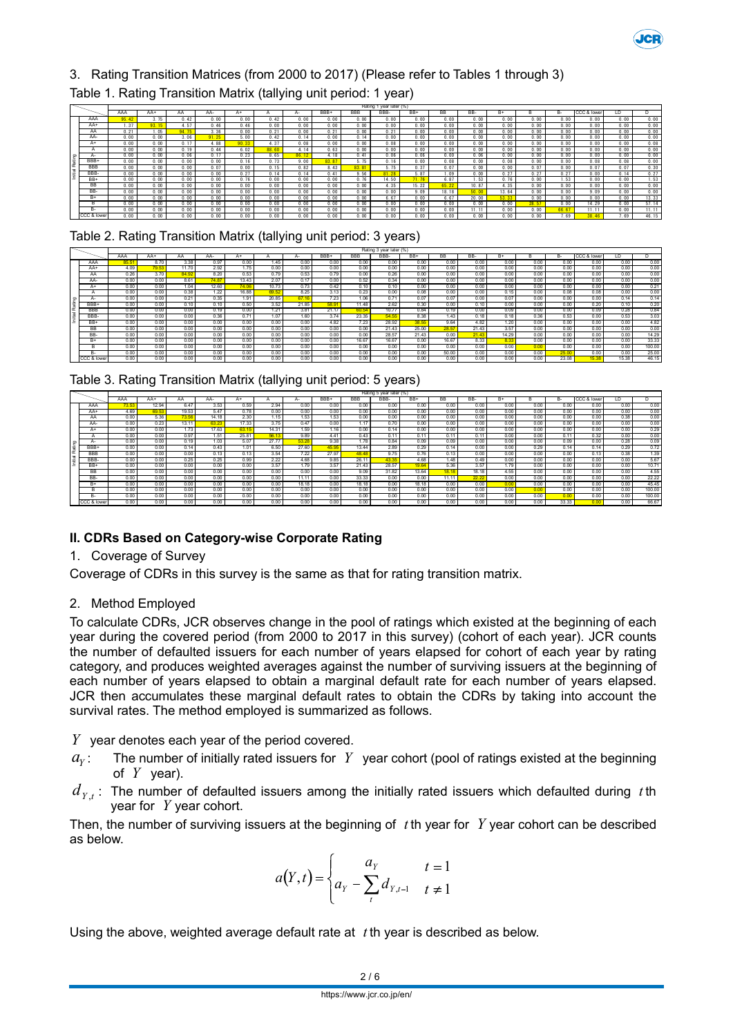### 3. Rating Transition Matrices (from 2000 to 2017) (Please refer to Tables 1 through 3)

Table 1. Rating Transition Matrix (tallying unit period: 1 year)

| Initial Rating | Rating 1 year later (%) | | | | | | | | | | | | | | | | | | |
|---|---|---|---|---|---|---|---|---|---|---|---|---|---|---|---|---|---|---|---|
| | AAA | AA+ | AA | AA- | A+ | A | A- | BBB+ | BBB | BBB- | BB+ | BB | BB- | B+ | B | B- | CCC & lower | LD | D |
| AAA | 95.42 | 3.75 | 0.42 | 0.00 | 0.00 | 0.42 | 0.00 | 0.00 | 0.00 | 0.00 | 0.00 | 0.00 | 0.00 | 0.00 | 0.00 | 0.00 | 0.00 | 0.00 | 0.00 |
| AA+ | 1.37 | 93.15 | 4.57 | 0.46 | 0.46 | 0.00 | 0.00 | 0.00 | 0.00 | 0.00 | 0.00 | 0.00 | 0.00 | 0.00 | 0.00 | 0.00 | 0.00 | 0.00 | 0.00 |
| AA | 0.21 | 1.05 | 94.75 | 3.36 | 0.00 | 0.21 | 0.00 | 0.21 | 0.00 | 0.21 | 0.00 | 0.00 | 0.00 | 0.00 | 0.00 | 0.00 | 0.00 | 0.00 | 0.00 |
| AA- | 0.00 | 0.00 | 3.06 | 91.25 | 5.00 | 0.42 | 0.14 | 0.00 | 0.14 | 0.00 | 0.00 | 0.00 | 0.00 | 0.00 | 0.00 | 0.00 | 0.00 | 0.00 | 0.00 |
| A+ | 0.00 | 0.00 | 0.17 | 4.88 | 90.33 | 4.37 | 0.08 | 0.00 | 0.00 | 0.08 | 0.00 | 0.00 | 0.00 | 0.00 | 0.00 | 0.00 | 0.00 | 0.00 | 0.08 |
| A | 0.00 | 0.00 | 0.19 | 0.44 | 6.02 | 88.60 | 4.14 | 0.63 | 0.00 | 0.00 | 0.00 | 0.00 | 0.00 | 0.00 | 0.00 | 0.00 | 0.00 | 0.00 | 0.00 |
| A- | 0.00 | 0.00 | 0.06 | 0.17 | 0.23 | 8.65 | 86.12 | 4.18 | 0.41 | 0.06 | 0.06 | 0.00 | 0.06 | 0.00 | 0.00 | 0.00 | 0.00 | 0.00 | 0.00 |
| BBB+ | 0.00 | 0.00 | 0.00 | 0.00 | 0.16 | 0.73 | 9.00 | 83.87 | 5.75 | 0.16 | 0.00 | 0.08 | 0.00 | 0.08 | 0.00 | 0.00 | 0.08 | 0.08 | 0.00 |
| BBB | 0.00 | 0.00 | 0.00 | 0.07 | 0.00 | 0.15 | 0.82 | 8.43 | 83.81 | 5.75 | 0.37 | 0.07 | 0.00 | 0.00 | 0.07 | 0.00 | 0.07 | 0.07 | 0.30 |
| BBB- | 0.00 | 0.00 | 0.00 | 0.00 | 0.27 | 0.14 | 0.14 | 0.41 | 9.56 | 81.28 | 5.87 | 1.09 | 0.00 | 0.27 | 0.27 | 0.27 | 0.00 | 0.14 | 0.27 |
| BB+ | 0.00 | 0.00 | 0.00 | 0.00 | 0.76 | 0.00 | 0.00 | 0.00 | 0.76 | 14.50 | 71.76 | 6.87 | 1.53 | 0.76 | 0.00 | 1.53 | 0.00 | 0.00 | 1.53 |
| BB | 0.00 | 0.00 | 0.00 | 0.00 | 0.00 | 0.00 | 0.00 | 0.00 | 0.00 | 4.35 | 15.22 | 65.22 | 10.87 | 4.35 | 0.00 | 0.00 | 0.00 | 0.00 | 0.00 |
| BB- | 0.00 | 0.00 | 0.00 | 0.00 | 0.00 | 0.00 | 0.00 | 0.00 | 0.00 | 0.00 | 9.09 | 18.18 | 50.00 | 13.64 | 0.00 | 0.00 | 9.09 | 0.00 | 0.00 |
| B+ | 0.00 | 0.00 | 0.00 | 0.00 | 0.00 | 0.00 | 0.00 | 0.00 | 0.00 | 6.67 | 0.00 | 6.67 | 20.00 | 53.33 | 0.00 | 0.00 | 0.00 | 0.00 | 13.33 |
| B | 0.00 | 0.00 | 0.00 | 0.00 | 0.00 | 0.00 | 0.00 | 0.00 | 0.00 | 0.00 | 0.00 | 0.00 | 0.00 | 0.00 | 28.57 | 0.00 | 14.29 | 0.00 | 57.14 |
| B- | 0.00 | 0.00 | 0.00 | 0.00 | 0.00 | 0.00 | 0.00 | 0.00 | 0.00 | 0.00 | 0.00 | 0.00 | 11.11 | 0.00 | 0.00 | 66.67 | 11.11 | 0.00 | 11.11 |
| CCC & lower | 0.00 | 0.00 | 0.00 | 0.00 | 0.00 | 0.00 | 0.00 | 0.00 | 0.00 | 0.00 | 0.00 | 0.00 | 0.00 | 0.00 | 0.00 | 7.69 | 38.46 | 7.69 | 46.15 |

Table 2. Rating Transition Matrix (tallying unit period: 3 years)

| Initial Rating | Rating 3 year later (%) | | | | | | | | | | | | | | | | | | |
|---|---|---|---|---|---|---|---|---|---|---|---|---|---|---|---|---|---|---|---|
| | AAA | AA+ | AA | AA- | A+ | A | A- | BBB+ | BBB | BBB- | BB+ | BB | BB- | B+ | B | B- | CCC & lower | LD | D |
| AAA | 85.51 | 8.70 | 3.38 | 0.97 | 0.00 | 1.45 | 0.00 | 0.00 | 0.00 | 0.00 | 0.00 | 0.00 | 0.00 | 0.00 | 0.00 | 0.00 | 0.00 | 0.00 | 0.00 |
| AA+ | 4.09 | 79.53 | 11.70 | 2.92 | 1.75 | 0.00 | 0.00 | 0.00 | 0.00 | 0.00 | 0.00 | 0.00 | 0.00 | 0.00 | 0.00 | 0.00 | 0.00 | 0.00 | 0.00 |
| AA | 0.26 | 3.70 | 84.92 | 8.20 | 0.53 | 0.79 | 0.53 | 0.79 | 0.00 | 0.26 | 0.00 | 0.00 | 0.00 | 0.00 | 0.00 | 0.00 | 0.00 | 0.00 | 0.00 |
| AA- | 0.00 | 0.00 | 8.61 | 74.87 | 13.43 | 2.07 | 0.17 | 0.00 | 0.52 | 0.34 | 0.00 | 0.00 | 0.00 | 0.00 | 0.00 | 0.00 | 0.00 | 0.00 | 0.00 |
| A+ | 0.00 | 0.00 | 1.04 | 12.60 | 74.06 | 10.73 | 0.73 | 0.42 | 0.10 | 0.10 | 0.00 | 0.00 | 0.00 | 0.00 | 0.00 | 0.00 | 0.00 | 0.00 | 0.21 |
| A | 0.00 | 0.00 | 0.38 | 1.22 | 16.88 | 69.52 | 8.25 | 3.13 | 0.23 | 0.00 | 0.08 | 0.00 | 0.00 | 0.15 | 0.00 | 0.08 | 0.08 | 0.00 | 0.00 |
| A- | 0.00 | 0.00 | 0.21 | 0.35 | 1.91 | 20.85 | 67.16 | 7.23 | 1.06 | 0.71 | 0.07 | 0.07 | 0.00 | 0.07 | 0.00 | 0.00 | 0.00 | 0.14 | 0.14 |
| BBB+ | 0.00 | 0.00 | 0.10 | 0.10 | 0.50 | 3.52 | 21.85 | 58.91 | 11.48 | 2.62 | 0.30 | 0.00 | 0.10 | 0.00 | 0.00 | 0.00 | 0.20 | 0.10 | 0.20 |
| BBB | 0.00 | 0.00 | 0.00 | 0.19 | 0.00 | 1.21 | 3.81 | 21.17 | 60.54 | 10.77 | 0.84 | 0.19 | 0.00 | 0.09 | 0.00 | 0.00 | 0.09 | 0.28 | 0.84 |
| BBB- | 0.00 | 0.00 | 0.00 | 0.36 | 0.71 | 1.07 | 1.60 | 3.74 | 23.35 | 54.55 | 8.38 | 1.43 | 0.18 | 0.18 | 0.36 | 0.53 | 0.00 | 0.53 | 3.03 |
| BB+ | 0.00 | 0.00 | 0.00 | 0.00 | 0.00 | 0.00 | 0.00 | 4.82 | 7.23 | 28.92 | 38.55 | 9.64 | 4.82 | 1.20 | 0.00 | 0.00 | 0.00 | 0.00 | 4.82 |
| BB | 0.00 | 0.00 | 0.00 | 0.00 | 0.00 | 0.00 | 0.00 | 0.00 | 0.00 | 21.43 | 25.00 | 28.57 | 21.43 | 3.57 | 0.00 | 0.00 | 0.00 | 0.00 | 0.00 |
| BB- | 0.00 | 0.00 | 0.00 | 0.00 | 0.00 | 0.00 | 0.00 | 0.00 | 0.00 | 28.57 | 21.43 | 0.00 | 21.43 | 14.29 | 0.00 | 0.00 | 0.00 | 0.00 | 14.29 |
| B+ | 0.00 | 0.00 | 0.00 | 0.00 | 0.00 | 0.00 | 0.00 | 0.00 | 16.67 | 16.67 | 0.00 | 16.67 | 8.33 | 8.33 | 0.00 | 0.00 | 0.00 | 0.00 | 33.33 |
| B | 0.00 | 0.00 | 0.00 | 0.00 | 0.00 | 0.00 | 0.00 | 0.00 | 0.00 | 0.00 | 0.00 | 0.00 | 0.00 | 0.00 | 0.00 | 0.00 | 0.00 | 0.00 | 100.00 |
| B- | 0.00 | 0.00 | 0.00 | 0.00 | 0.00 | 0.00 | 0.00 | 0.00 | 0.00 | 0.00 | 0.00 | 50.00 | 0.00 | 0.00 | 0.00 | 25.00 | 0.00 | 0.00 | 25.00 |
| CCC & lower | 0.00 | 0.00 | 0.00 | 0.00 | 0.00 | 0.00 | 0.00 | 0.00 | 0.00 | 0.00 | 0.00 | 0.00 | 0.00 | 0.00 | 0.00 | 23.08 | 15.38 | 15.38 | 46.15 |

Table 3. Rating Transition Matrix (tallying unit period: 5 years)

| Initial Rating | Rating 5 year later (%) | | | | | | | | | | | | | | | | | | |
|---|---|---|---|---|---|---|---|---|---|---|---|---|---|---|---|---|---|---|---|
| | AAA | AA+ | AA | AA- | A+ | A | A- | BBB+ | BBB | BBB- | BB+ | BB | BB- | B+ | B | B- | CCC & lower | LD | D |
| AAA | 73.53 | 12.94 | 6.47 | 3.53 | 0.59 | 2.94 | 0.00 | 0.00 | 0.00 | 0.00 | 0.00 | 0.00 | 0.00 | 0.00 | 0.00 | 0.00 | 0.00 | 0.00 | 0.00 |
| AA+ | 4.69 | 69.53 | 19.53 | 5.47 | 0.78 | 0.00 | 0.00 | 0.00 | 0.00 | 0.00 | 0.00 | 0.00 | 0.00 | 0.00 | 0.00 | 0.00 | 0.00 | 0.00 | 0.00 |
| AA | 0.00 | 5.36 | 73.56 | 14.18 | 2.30 | 1.15 | 1.53 | 1.53 | 0.00 | 0.00 | 0.00 | 0.00 | 0.00 | 0.00 | 0.00 | 0.00 | 0.00 | 0.38 | 0.00 |
| AA- | 0.00 | 0.23 | 13.11 | 63.23 | 17.33 | 3.75 | 0.47 | 0.00 | 1.17 | 0.70 | 0.00 | 0.00 | 0.00 | 0.00 | 0.00 | 0.00 | 0.00 | 0.00 | 0.00 |
| A+ | 0.00 | 0.00 | 1.73 | 17.63 | 63.15 | 14.31 | 1.59 | 1.16 | 0.00 | 0.14 | 0.00 | 0.00 | 0.00 | 0.00 | 0.00 | 0.00 | 0.00 | 0.00 | 0.29 |
| A | 0.00 | 0.00 | 0.97 | 1.51 | 25.81 | 56.13 | 9.89 | 4.41 | 0.43 | 0.11 | 0.11 | 0.11 | 0.11 | 0.00 | 0.00 | 0.11 | 0.32 | 0.00 | 0.00 |
| A- | 0.00 | 0.00 | 0.19 | 1.03 | 5.07 | 27.77 | 53.28 | 9.38 | 1.78 | 0.84 | 0.09 | 0.09 | 0.00 | 0.00 | 0.00 | 0.09 | 0.00 | 0.28 | 0.09 |
| BBB+ | 0.00 | 0.00 | 0.14 | 0.43 | 1.01 | 6.50 | 27.60 | 45.95 | 13.44 | 2.89 | 0.29 | 0.14 | 0.00 | 0.00 | 0.29 | 0.14 | 0.14 | 0.29 | 0.72 |
| BBB | 0.00 | 0.00 | 0.00 | 0.13 | 0.13 | 3.54 | 7.22 | 27.97 | 48.48 | 9.75 | 0.76 | 0.13 | 0.00 | 0.00 | 0.00 | 0.00 | 0.13 | 0.38 | 1.39 |
| BBB- | 0.00 | 0.00 | 0.25 | 0.25 | 0.99 | 2.22 | 4.68 | 9.85 | 26.11 | 43.35 | 4.68 | 1.48 | 0.49 | 0.00 | 0.00 | 0.00 | 0.00 | 0.00 | 5.67 |
| BB+ | 0.00 | 0.00 | 0.00 | 0.00 | 0.00 | 3.57 | 1.79 | 3.57 | 21.43 | 28.57 | 19.64 | 5.36 | 3.57 | 1.79 | 0.00 | 0.00 | 0.00 | 0.00 | 10.71 |
| BB | 0.00 | 0.00 | 0.00 | 0.00 | 0.00 | 0.00 | 0.00 | 0.00 | 9.09 | 31.82 | 13.64 | 18.18 | 18.18 | 4.55 | 0.00 | 0.00 | 0.00 | 0.00 | 4.55 |
| BB- | 0.00 | 0.00 | 0.00 | 0.00 | 0.00 | 0.00 | 11.11 | 0.00 | 33.33 | 0.00 | 0.00 | 11.11 | 22.22 | 0.00 | 0.00 | 0.00 | 0.00 | 0.00 | 22.22 |
| B+ | 0.00 | 0.00 | 0.00 | 0.00 | 0.00 | 0.00 | 18.18 | 0.00 | 18.18 | 0.00 | 18.18 | 0.00 | 0.00 | 0.00 | 0.00 | 0.00 | 0.00 | 0.00 | 45.45 |
| B | 0.00 | 0.00 | 0.00 | 0.00 | 0.00 | 0.00 | 0.00 | 0.00 | 0.00 | 0.00 | 0.00 | 0.00 | 0.00 | 0.00 | 0.00 | 0.00 | 0.00 | 0.00 | 100.00 |
| B- | 0.00 | 0.00 | 0.00 | 0.00 | 0.00 | 0.00 | 0.00 | 0.00 | 0.00 | 0.00 | 0.00 | 0.00 | 0.00 | 0.00 | 0.00 | 0.00 | 0.00 | 0.00 | 100.00 |
| CCC & lower | 0.00 | 0.00 | 0.00 | 0.00 | 0.00 | 0.00 | 0.00 | 0.00 | 0.00 | 0.00 | 0.00 | 0.00 | 0.00 | 0.00 | 0.00 | 33.33 | 0.00 | 0.00 | 66.67 |

## II. CDRs Based on Category-wise Corporate Rating

### 1. Coverage of Survey

Coverage of CDRs in this survey is the same as that for rating transition matrix.

### 2. Method Employed

To calculate CDRs, JCR observes change in the pool of ratings which existed at the beginning of each year during the covered period (from 2000 to 2017 in this survey) (cohort of each year). JCR counts the number of defaulted issuers for each number of years elapsed for cohort of each year by rating category, and produces weighted averages against the number of surviving issuers at the beginning of each number of years elapsed to obtain a marginal default rate for each number of years elapsed. JCR then accumulates these marginal default rates to obtain the CDRs by taking into account the survival rates. The method employed is summarized as follows.

$Y$ year denotes each year of the period covered.

$a_Y$: The number of initially rated issuers for $Y$ year cohort (pool of ratings existed at the beginning of $Y$ year).

$d_{Y,t}$: The number of defaulted issuers among the initially rated issuers which defaulted during $t$ th year for $Y$ year cohort.

Then, the number of surviving issuers at the beginning of $t$ th year for $Y$ year cohort can be described as below.

$$a(Y,t) = \begin{cases} a_Y & t = 1 \\ a_Y - \sum_t d_{Y,t-1} & t \neq 1 \end{cases}$$

Using the above, weighted average default rate at $t$ th year is described as below.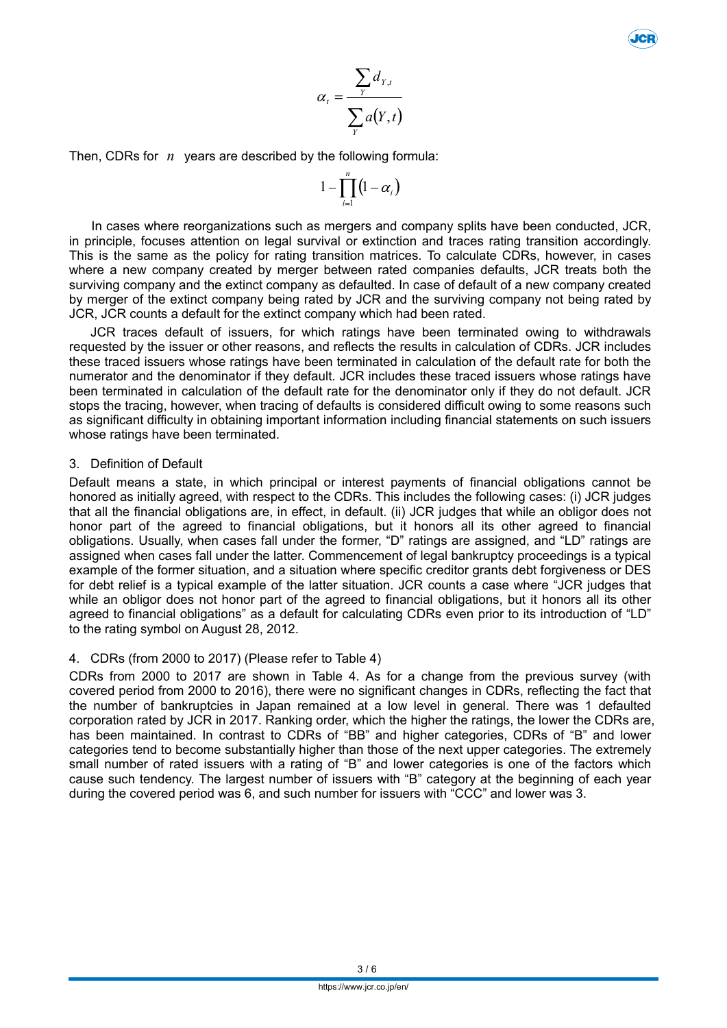$$\alpha_t = \frac{\sum_Y d_{Y,t}}{\sum_Y a(Y,t)}$$

Then, CDRs for $n$ years are described by the following formula:

$$1 - \prod_{i=1}^{n} (1 - \alpha_i)$$

In cases where reorganizations such as mergers and company splits have been conducted, JCR, in principle, focuses attention on legal survival or extinction and traces rating transition accordingly. This is the same as the policy for rating transition matrices. To calculate CDRs, however, in cases where a new company created by merger between rated companies defaults, JCR treats both the surviving company and the extinct company as defaulted. In case of default of a new company created by merger of the extinct company being rated by JCR and the surviving company not being rated by JCR, JCR counts a default for the extinct company which had been rated.

JCR traces default of issuers, for which ratings have been terminated owing to withdrawals requested by the issuer or other reasons, and reflects the results in calculation of CDRs. JCR includes these traced issuers whose ratings have been terminated in calculation of the default rate for both the numerator and the denominator if they default. JCR includes these traced issuers whose ratings have been terminated in calculation of the default rate for the denominator only if they do not default. JCR stops the tracing, however, when tracing of defaults is considered difficult owing to some reasons such as significant difficulty in obtaining important information including financial statements on such issuers whose ratings have been terminated.

## 3. Definition of Default

Default means a state, in which principal or interest payments of financial obligations cannot be honored as initially agreed, with respect to the CDRs. This includes the following cases: (i) JCR judges that all the financial obligations are, in effect, in default. (ii) JCR judges that while an obligor does not honor part of the agreed to financial obligations, but it honors all its other agreed to financial obligations. Usually, when cases fall under the former, "D" ratings are assigned, and "LD" ratings are assigned when cases fall under the latter. Commencement of legal bankruptcy proceedings is a typical example of the former situation, and a situation where specific creditor grants debt forgiveness or DES for debt relief is a typical example of the latter situation. JCR counts a case where "JCR judges that while an obligor does not honor part of the agreed to financial obligations, but it honors all its other agreed to financial obligations" as a default for calculating CDRs even prior to its introduction of "LD" to the rating symbol on August 28, 2012.

## 4. CDRs (from 2000 to 2017) (Please refer to Table 4)

CDRs from 2000 to 2017 are shown in Table 4. As for a change from the previous survey (with covered period from 2000 to 2016), there were no significant changes in CDRs, reflecting the fact that the number of bankruptcies in Japan remained at a low level in general. There was 1 defaulted corporation rated by JCR in 2017. Ranking order, which the higher the ratings, the lower the CDRs are, has been maintained. In contrast to CDRs of "BB" and higher categories, CDRs of "B" and lower categories tend to become substantially higher than those of the next upper categories. The extremely small number of rated issuers with a rating of "B" and lower categories is one of the factors which cause such tendency. The largest number of issuers with "B" category at the beginning of each year during the covered period was 6, and such number for issuers with "CCC" and lower was 3.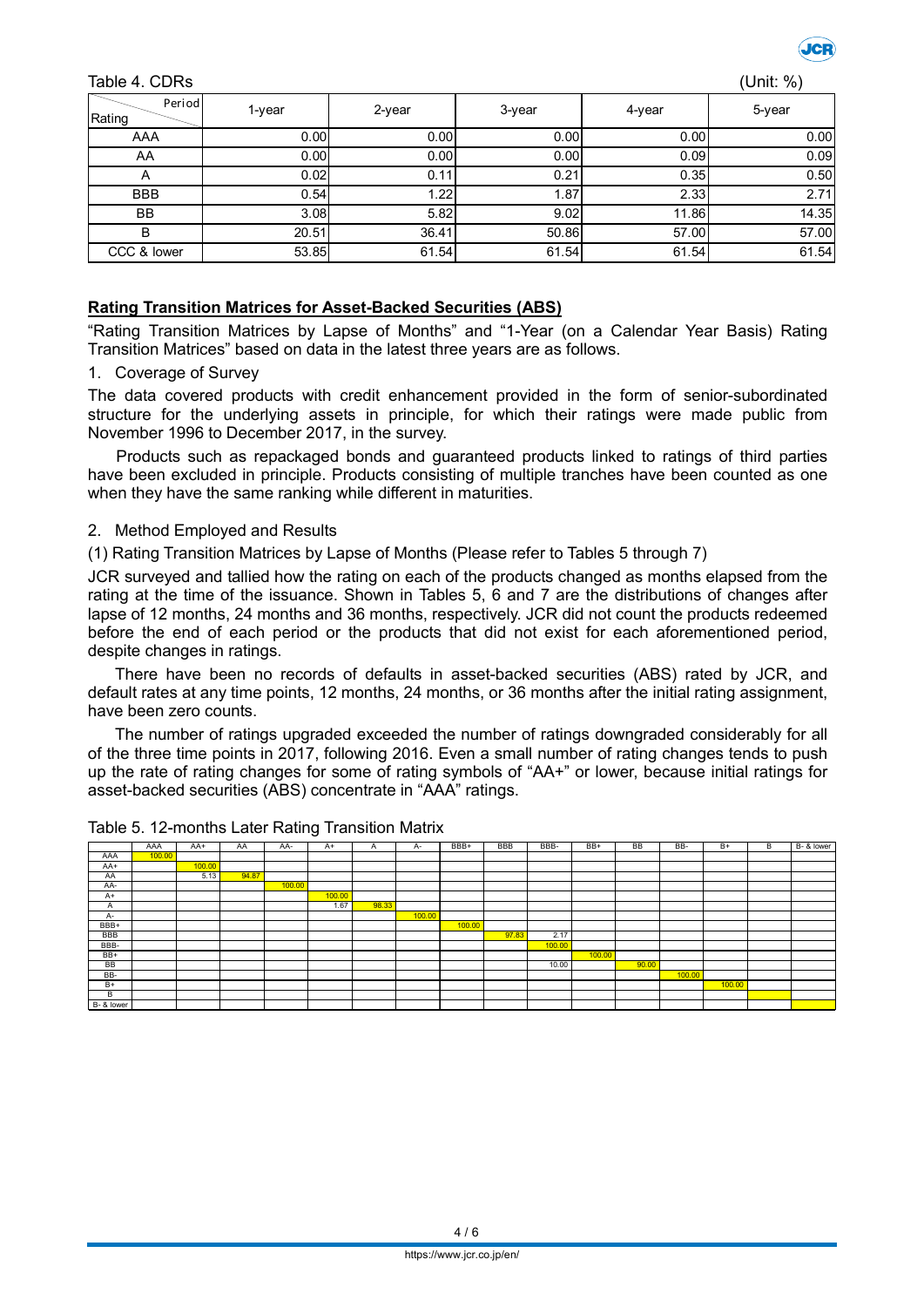Table 4. CDRs (Unit: %)

| Rating \ Period | 1-year | 2-year | 3-year | 4-year | 5-year |
|---|---|---|---|---|---|
| AAA | 0.00 | 0.00 | 0.00 | 0.00 | 0.00 |
| AA | 0.00 | 0.00 | 0.00 | 0.09 | 0.09 |
| A | 0.02 | 0.11 | 0.21 | 0.35 | 0.50 |
| BBB | 0.54 | 1.22 | 1.87 | 2.33 | 2.71 |
| BB | 3.08 | 5.82 | 9.02 | 11.86 | 14.35 |
| B | 20.51 | 36.41 | 50.86 | 57.00 | 57.00 |
| CCC & lower | 53.85 | 61.54 | 61.54 | 61.54 | 61.54 |

## Rating Transition Matrices for Asset-Backed Securities (ABS)

"Rating Transition Matrices by Lapse of Months" and "1-Year (on a Calendar Year Basis) Rating Transition Matrices" based on data in the latest three years are as follows.

1. Coverage of Survey

The data covered products with credit enhancement provided in the form of senior-subordinated structure for the underlying assets in principle, for which their ratings were made public from November 1996 to December 2017, in the survey.

Products such as repackaged bonds and guaranteed products linked to ratings of third parties have been excluded in principle. Products consisting of multiple tranches have been counted as one when they have the same ranking while different in maturities.

2. Method Employed and Results

(1) Rating Transition Matrices by Lapse of Months (Please refer to Tables 5 through 7)

JCR surveyed and tallied how the rating on each of the products changed as months elapsed from the rating at the time of the issuance. Shown in Tables 5, 6 and 7 are the distributions of changes after lapse of 12 months, 24 months and 36 months, respectively. JCR did not count the products redeemed before the end of each period or the products that did not exist for each aforementioned period, despite changes in ratings.

There have been no records of defaults in asset-backed securities (ABS) rated by JCR, and default rates at any time points, 12 months, 24 months, or 36 months after the initial rating assignment, have been zero counts.

The number of ratings upgraded exceeded the number of ratings downgraded considerably for all of the three time points in 2017, following 2016. Even a small number of rating changes tends to push up the rate of rating changes for some of rating symbols of "AA+" or lower, because initial ratings for asset-backed securities (ABS) concentrate in "AAA" ratings.

Table 5. 12-months Later Rating Transition Matrix

| | AAA | AA+ | AA | AA- | A+ | A | A- | BBB+ | BBB | BBB- | BB+ | BB | BB- | B+ | B | B- & lower |
|---|---|---|---|---|---|---|---|---|---|---|---|---|---|---|---|---|
| AAA | 100.00 | | | | | | | | | | | | | | | |
| AA+ | | 100.00 | | | | | | | | | | | | | | |
| AA | | 5.13 | 94.87 | | | | | | | | | | | | | |
| AA- | | | | 100.00 | | | | | | | | | | | | |
| A+ | | | | | 100.00 | | | | | | | | | | | |
| A | | | | | 1.67 | 98.33 | | | | | | | | | | |
| A- | | | | | | | 100.00 | | | | | | | | | |
| BBB+ | | | | | | | | 100.00 | | | | | | | | |
| BBB | | | | | | | | | 97.83 | 2.17 | | | | | | |
| BBB- | | | | | | | | | | 100.00 | | | | | | |
| BB+ | | | | | | | | | | | 100.00 | | | | | |
| BB | | | | | | | | | | 10.00 | | 90.00 | | | | |
| BB- | | | | | | | | | | | | | 100.00 | | | |
| B+ | | | | | | | | | | | | | | 100.00 | | |
| B | | | | | | | | | | | | | | | | |
| B- & lower | | | | | | | | | | | | | | | | |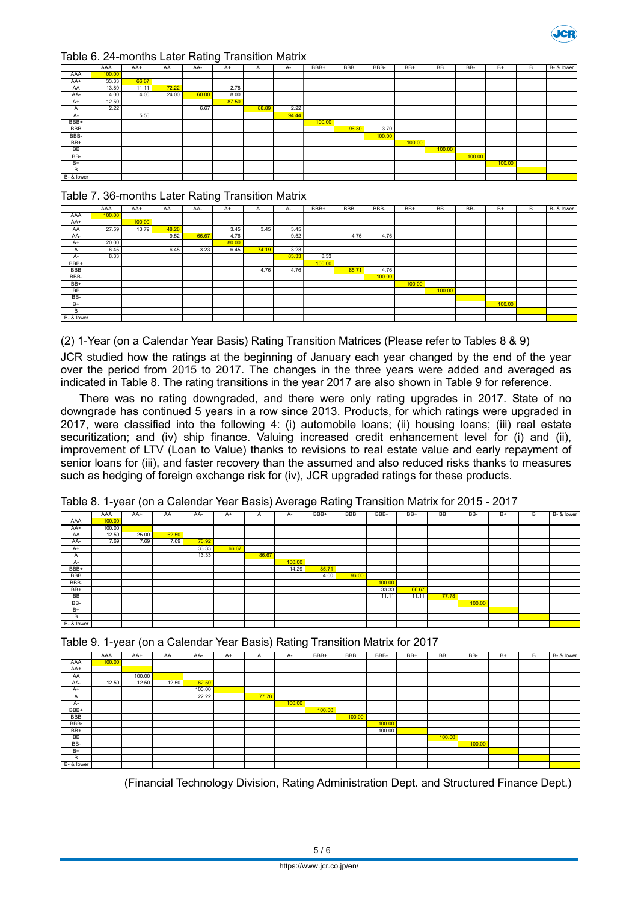Table 6. 24-months Later Rating Transition Matrix

| | AAA | AA+ | AA | AA- | A+ | A | A- | BBB+ | BBB | BBB- | BB+ | BB | BB- | B+ | B | B- & lower |
|---|---|---|---|---|---|---|---|---|---|---|---|---|---|---|---|---|
| AAA | 100.00 | | | | | | | | | | | | | | | |
| AA+ | 33.33 | 66.67 | | | | | | | | | | | | | | |
| AA | 13.89 | 11.11 | 72.22 | | 2.78 | | | | | | | | | | | |
| AA- | 4.00 | 4.00 | 24.00 | 60.00 | 8.00 | | | | | | | | | | | |
| A+ | 12.50 | | | | 87.50 | | | | | | | | | | | |
| A | 2.22 | | | 6.67 | | 88.89 | 2.22 | | | | | | | | | |
| A- | | 5.56 | | | | | 94.44 | | | | | | | | | |
| BBB+ | | | | | | | | 100.00 | | | | | | | | |
| BBB | | | | | | | | | 96.30 | 3.70 | | | | | | |
| BBB- | | | | | | | | | | 100.00 | | | | | | |
| BB+ | | | | | | | | | | | 100.00 | | | | | |
| BB | | | | | | | | | | | | 100.00 | | | | |
| BB- | | | | | | | | | | | | | 100.00 | | | |
| B+ | | | | | | | | | | | | | | 100.00 | | |
| B | | | | | | | | | | | | | | | | |
| B- & lower | | | | | | | | | | | | | | | | |

Table 7. 36-months Later Rating Transition Matrix

| | AAA | AA+ | AA | AA- | A+ | A | A- | BBB+ | BBB | BBB- | BB+ | BB | BB- | B+ | B | B- & lower |
|---|---|---|---|---|---|---|---|---|---|---|---|---|---|---|---|---|
| AAA | 100.00 | | | | | | | | | | | | | | | |
| AA+ | | 100.00 | | | | | | | | | | | | | | |
| AA | 27.59 | 13.79 | 48.28 | | 3.45 | 3.45 | 3.45 | | | | | | | | | |
| AA- | | | 9.52 | 66.67 | 4.76 | | 9.52 | | 4.76 | 4.76 | | | | | | |
| A+ | 20.00 | | | | 80.00 | | | | | | | | | | | |
| A | 6.45 | | 6.45 | 3.23 | 6.45 | 74.19 | 3.23 | | | | | | | | | |
| A- | 8.33 | | | | | | 83.33 | 8.33 | | | | | | | | |
| BBB+ | | | | | | | | 100.00 | | | | | | | | |
| BBB | | | | | | 4.76 | 4.76 | | 85.71 | 4.76 | | | | | | |
| BBB- | | | | | | | | | | 100.00 | | | | | | |
| BB+ | | | | | | | | | | | 100.00 | | | | | |
| BB | | | | | | | | | | | | 100.00 | | | | |
| BB- | | | | | | | | | | | | | | | | |
| B+ | | | | | | | | | | | | | | 100.00 | | |
| B | | | | | | | | | | | | | | | | |
| B- & lower | | | | | | | | | | | | | | | | |

(2) 1-Year (on a Calendar Year Basis) Rating Transition Matrices (Please refer to Tables 8 & 9)

JCR studied how the ratings at the beginning of January each year changed by the end of the year over the period from 2015 to 2017. The changes in the three years were added and averaged as indicated in Table 8. The rating transitions in the year 2017 are also shown in Table 9 for reference.

There was no rating downgraded, and there were only rating upgrades in 2017. State of no downgrade has continued 5 years in a row since 2013. Products, for which ratings were upgraded in 2017, were classified into the following 4: (i) automobile loans; (ii) housing loans; (iii) real estate securitization; and (iv) ship finance. Valuing increased credit enhancement level for (i) and (ii), improvement of LTV (Loan to Value) thanks to revisions to real estate value and early repayment of senior loans for (iii), and faster recovery than the assumed and also reduced risks thanks to measures such as hedging of foreign exchange risk for (iv), JCR upgraded ratings for these products.

Table 8. 1-year (on a Calendar Year Basis) Average Rating Transition Matrix for 2015 - 2017

| | AAA | AA+ | AA | AA- | A+ | A | A- | BBB+ | BBB | BBB- | BB+ | BB | BB- | B+ | B | B- & lower |
|---|---|---|---|---|---|---|---|---|---|---|---|---|---|---|---|---|
| AAA | 100.00 | | | | | | | | | | | | | | | |
| AA+ | 100.00 | | | | | | | | | | | | | | | |
| AA | 12.50 | 25.00 | 62.50 | | | | | | | | | | | | | |
| AA- | 7.69 | 7.69 | 7.69 | 76.92 | | | | | | | | | | | | |
| A+ | | | | 33.33 | 66.67 | | | | | | | | | | | |
| A | | | | 13.33 | | 86.67 | | | | | | | | | | |
| A- | | | | | | | 100.00 | | | | | | | | | |
| BBB+ | | | | | | | 14.29 | 85.71 | | | | | | | | |
| BBB | | | | | | | | 4.00 | 96.00 | | | | | | | |
| BBB- | | | | | | | | | | 100.00 | | | | | | |
| BB+ | | | | | | | | | | 33.33 | 66.67 | | | | | |
| BB | | | | | | | | | | 11.11 | 11.11 | 77.78 | | | | |
| BB- | | | | | | | | | | | | | 100.00 | | | |
| B+ | | | | | | | | | | | | | | | | |
| B | | | | | | | | | | | | | | | | |
| B- & lower | | | | | | | | | | | | | | | | |

Table 9. 1-year (on a Calendar Year Basis) Rating Transition Matrix for 2017

| | AAA | AA+ | AA | AA- | A+ | A | A- | BBB+ | BBB | BBB- | BB+ | BB | BB- | B+ | B | B- & lower |
|---|---|---|---|---|---|---|---|---|---|---|---|---|---|---|---|---|
| AAA | 100.00 | | | | | | | | | | | | | | | |
| AA+ | | | | | | | | | | | | | | | | |
| AA | | 100.00 | | | | | | | | | | | | | | |
| AA- | 12.50 | 12.50 | 12.50 | 62.50 | | | | | | | | | | | | |
| A+ | | | | 100.00 | | | | | | | | | | | | |
| A | | | | 22.22 | | 77.78 | | | | | | | | | | |
| A- | | | | | | | 100.00 | | | | | | | | | |
| BBB+ | | | | | | | | 100.00 | | | | | | | | |
| BBB | | | | | | | | | 100.00 | | | | | | | |
| BBB- | | | | | | | | | | 100.00 | | | | | | |
| BB+ | | | | | | | | | | 100.00 | | | | | | |
| BB | | | | | | | | | | | | 100.00 | | | | |
| BB- | | | | | | | | | | | | | 100.00 | | | |
| B+ | | | | | | | | | | | | | | | | |
| B | | | | | | | | | | | | | | | | |
| B- & lower | | | | | | | | | | | | | | | | |

(Financial Technology Division, Rating Administration Dept. and Structured Finance Dept.)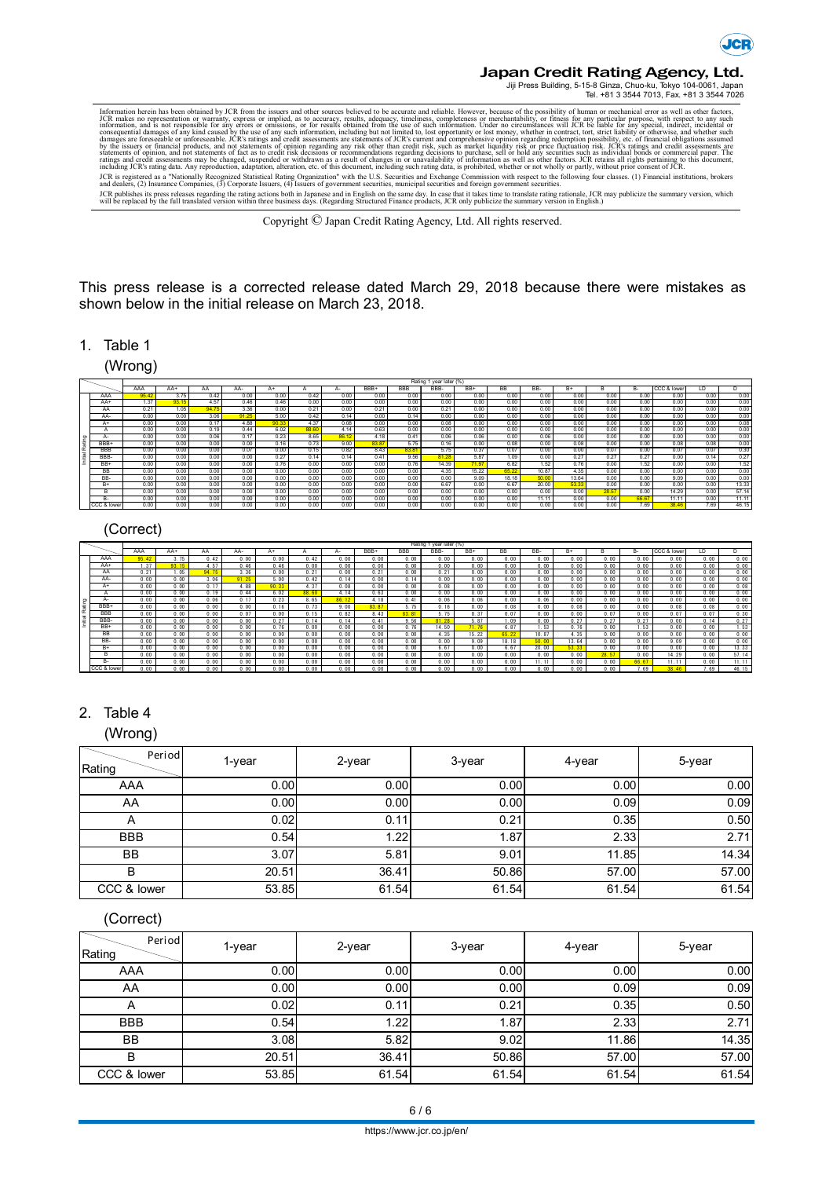# Japan Credit Rating Agency, Ltd.

Jiji Press Building, 5-15-8 Ginza, Chuo-ku, Tokyo 104-0061, Japan
Tel. +81 3 3544 7013, Fax. +81 3 3544 7026

Information herein has been obtained by JCR from the issuers and other sources believed to be accurate and reliable. However, because of the possibility of human or mechanical error as well as other factors, JCR makes no representation or warranty, express or implied, as to accuracy, results, adequacy, timeliness, completeness or merchantability, or fitness for any particular purpose, with respect to any such information, and is not responsible for any errors or omissions, or for results obtained from the use of such information. Under no circumstances will JCR be liable for any special, indirect, incidental or consequential damages of any kind caused by the use of any such information, including but not limited to, lost opportunity or lost money, whether in contract, tort, strict liability or otherwise, and whether such damages are foreseeable or unforeseeable. JCR's ratings and credit assessments are statements of JCR's current and comprehensive opinion regarding redemption possibility, etc. of financial obligations assumed by the issuers or financial products, and not statements of opinion regarding any risk other than credit risk, such as market liquidity risk or price fluctuation risk. JCR's ratings and credit assessments are statements of opinion, and not statements of fact as to credit risk decisions or recommendations regarding decisions to purchase, sell or hold any securities such as individual bonds or commercial paper. The ratings and credit assessments may be changed, suspended or withdrawn as a result of changes in or unavailability of information as well as other factors. JCR retains all rights pertaining to this document, including JCR's rating data. Any reproduction, adaptation, alteration, etc. of this document, including such rating data, is prohibited, whether or not wholly or partly, without prior consent of JCR.

JCR is registered as a "Nationally Recognized Statistical Rating Organization" with the U.S. Securities and Exchange Commission with respect to the following four classes. (1) Financial institutions, brokers and dealers, (2) Insurance Companies, (3) Corporate Issuers, (4) Issuers of government securities, municipal securities and foreign government securities.

JCR publishes its press releases regarding the rating actions both in Japanese and in English on the same day. In case that it takes time to translate rating rationale, JCR may publicize the summary version, which will be replaced by the full translated version within three business days. (Regarding Structured Finance products, JCR only publicize the summary version in English.)

Copyright © Japan Credit Rating Agency, Ltd. All rights reserved.

This press release is a corrected release dated March 29, 2018 because there were mistakes as shown below in the initial release on March 23, 2018.

1. Table 1

(Wrong)

| Initial Rating | Rating 1 year later (%) | | | | | | | | | | | | | | | | | | |
|---|---|---|---|---|---|---|---|---|---|---|---|---|---|---|---|---|---|---|---|
| | AAA | AA+ | AA | AA- | A+ | A | A- | BBB+ | BBB | BBB- | BB+ | BB | BB- | B+ | B | B- | CCC & lower | LD | D |
| AAA | 95.42 | 3.75 | 0.42 | 0.00 | 0.00 | 0.42 | 0.00 | 0.00 | 0.00 | 0.00 | 0.00 | 0.00 | 0.00 | 0.00 | 0.00 | 0.00 | 0.00 | 0.00 | 0.00 |
| AA+ | 1.37 | 93.15 | 4.57 | 0.46 | 0.46 | 0.00 | 0.00 | 0.00 | 0.00 | 0.00 | 0.00 | 0.00 | 0.00 | 0.00 | 0.00 | 0.00 | 0.00 | 0.00 | 0.00 |
| AA | 0.21 | 1.05 | 94.75 | 3.36 | 0.00 | 0.21 | 0.00 | 0.21 | 0.00 | 0.21 | 0.00 | 0.00 | 0.00 | 0.00 | 0.00 | 0.00 | 0.00 | 0.00 | 0.00 |
| AA- | 0.00 | 0.00 | 3.06 | 91.25 | 5.00 | 0.42 | 0.14 | 0.00 | 0.14 | 0.00 | 0.00 | 0.00 | 0.00 | 0.00 | 0.00 | 0.00 | 0.00 | 0.00 | 0.00 |
| A+ | 0.00 | 0.00 | 0.17 | 4.88 | 90.33 | 4.37 | 0.08 | 0.00 | 0.00 | 0.08 | 0.00 | 0.00 | 0.00 | 0.00 | 0.00 | 0.00 | 0.00 | 0.00 | 0.08 |
| A | 0.00 | 0.00 | 0.19 | 0.44 | 6.02 | 88.60 | 4.14 | 0.63 | 0.00 | 0.00 | 0.00 | 0.00 | 0.00 | 0.00 | 0.00 | 0.00 | 0.00 | 0.00 | 0.00 |
| A- | 0.00 | 0.00 | 0.06 | 0.17 | 0.23 | 8.65 | 86.12 | 4.18 | 0.41 | 0.06 | 0.06 | 0.00 | 0.06 | 0.00 | 0.00 | 0.00 | 0.00 | 0.00 | 0.00 |
| BBB+ | 0.00 | 0.00 | 0.00 | 0.00 | 0.16 | 0.73 | 9.00 | 83.87 | 5.75 | 0.16 | 0.00 | 0.08 | 0.00 | 0.08 | 0.00 | 0.00 | 0.08 | 0.00 | 0.00 |
| BBB | 0.00 | 0.00 | 0.00 | 0.07 | 0.00 | 0.15 | 0.82 | 8.43 | 83.81 | 5.75 | 0.37 | 0.07 | 0.00 | 0.00 | 0.07 | 0.00 | 0.07 | 0.07 | 0.30 |
| BBB- | 0.00 | 0.00 | 0.00 | 0.00 | 0.27 | 0.14 | 0.14 | 0.41 | 9.56 | 81.28 | 5.87 | 1.09 | 0.00 | 0.27 | 0.27 | 0.27 | 0.00 | 0.14 | 0.27 |
| BB+ | 0.00 | 0.00 | 0.00 | 0.00 | 0.76 | 0.00 | 0.00 | 0.00 | 0.76 | 14.39 | 71.97 | 6.82 | 1.52 | 0.76 | 0.00 | 1.52 | 0.00 | 0.00 | 1.52 |
| BB | 0.00 | 0.00 | 0.00 | 0.00 | 0.00 | 0.00 | 0.00 | 0.00 | 0.00 | 4.35 | 15.22 | 65.22 | 10.87 | 4.35 | 0.00 | 0.00 | 0.00 | 0.00 | 0.00 |
| BB- | 0.00 | 0.00 | 0.00 | 0.00 | 0.00 | 0.00 | 0.00 | 0.00 | 0.00 | 0.00 | 9.09 | 18.18 | 50.00 | 13.64 | 0.00 | 0.00 | 9.09 | 0.00 | 0.00 |
| B+ | 0.00 | 0.00 | 0.00 | 0.00 | 0.00 | 0.00 | 0.00 | 0.00 | 0.00 | 6.67 | 0.00 | 6.67 | 20.00 | 53.33 | 0.00 | 0.00 | 0.00 | 0.00 | 13.33 |
| B | 0.00 | 0.00 | 0.00 | 0.00 | 0.00 | 0.00 | 0.00 | 0.00 | 0.00 | 0.00 | 0.00 | 0.00 | 0.00 | 0.00 | 28.57 | 0.00 | 14.29 | 0.00 | 57.14 |
| B- | 0.00 | 0.00 | 0.00 | 0.00 | 0.00 | 0.00 | 0.00 | 0.00 | 0.00 | 0.00 | 0.00 | 0.00 | 11.11 | 0.00 | 0.00 | 66.67 | 11.11 | 0.00 | 11.11 |
| CCC & lower | 0.00 | 0.00 | 0.00 | 0.00 | 0.00 | 0.00 | 0.00 | 0.00 | 0.00 | 0.00 | 0.00 | 0.00 | 0.00 | 0.00 | 0.00 | 7.69 | 38.46 | 7.69 | 46.15 |

(Correct)

| Initial Rating | Rating 1 year later (%) | | | | | | | | | | | | | | | | | | |
|---|---|---|---|---|---|---|---|---|---|---|---|---|---|---|---|---|---|---|---|
| | AAA | AA+ | AA | AA- | A+ | A | A- | BBB+ | BBB | BBB- | BB+ | BB | BB- | B+ | B | B- | CCC & lower | LD | D |
| AAA | 95.42 | 3.75 | 0.42 | 0.00 | 0.00 | 0.42 | 0.00 | 0.00 | 0.00 | 0.00 | 0.00 | 0.00 | 0.00 | 0.00 | 0.00 | 0.00 | 0.00 | 0.00 | 0.00 |
| AA+ | 1.37 | 93.15 | 4.57 | 0.46 | 0.46 | 0.00 | 0.00 | 0.00 | 0.00 | 0.00 | 0.00 | 0.00 | 0.00 | 0.00 | 0.00 | 0.00 | 0.00 | 0.00 | 0.00 |
| AA | 0.21 | 1.05 | 94.75 | 3.36 | 0.00 | 0.21 | 0.00 | 0.21 | 0.00 | 0.21 | 0.00 | 0.00 | 0.00 | 0.00 | 0.00 | 0.00 | 0.00 | 0.00 | 0.00 |
| AA- | 0.00 | 0.00 | 3.06 | 91.25 | 5.00 | 0.42 | 0.14 | 0.00 | 0.14 | 0.00 | 0.00 | 0.00 | 0.00 | 0.00 | 0.00 | 0.00 | 0.00 | 0.00 | 0.00 |
| A+ | 0.00 | 0.00 | 0.17 | 4.88 | 90.33 | 4.37 | 0.08 | 0.00 | 0.00 | 0.08 | 0.00 | 0.00 | 0.00 | 0.00 | 0.00 | 0.00 | 0.00 | 0.00 | 0.08 |
| A | 0.00 | 0.00 | 0.19 | 0.44 | 6.02 | 88.60 | 4.14 | 0.63 | 0.00 | 0.00 | 0.00 | 0.00 | 0.00 | 0.00 | 0.00 | 0.00 | 0.00 | 0.00 | 0.00 |
| A- | 0.00 | 0.00 | 0.06 | 0.17 | 0.23 | 8.65 | 86.12 | 4.18 | 0.41 | 0.06 | 0.06 | 0.00 | 0.06 | 0.00 | 0.00 | 0.00 | 0.00 | 0.00 | 0.00 |
| BBB+ | 0.00 | 0.00 | 0.00 | 0.00 | 0.16 | 0.73 | 9.00 | 83.87 | 5.75 | 0.16 | 0.00 | 0.08 | 0.00 | 0.08 | 0.00 | 0.00 | 0.08 | 0.08 | 0.00 |
| BBB | 0.00 | 0.00 | 0.00 | 0.07 | 0.00 | 0.15 | 0.82 | 8.43 | 83.81 | 5.75 | 0.37 | 0.07 | 0.00 | 0.00 | 0.07 | 0.00 | 0.07 | 0.07 | 0.30 |
| BBB- | 0.00 | 0.00 | 0.00 | 0.00 | 0.27 | 0.14 | 0.14 | 0.41 | 9.56 | 81.28 | 5.87 | 1.09 | 0.00 | 0.27 | 0.27 | 0.27 | 0.00 | 0.14 | 0.27 |
| BB+ | 0.00 | 0.00 | 0.00 | 0.00 | 0.76 | 0.00 | 0.00 | 0.00 | 0.76 | 14.50 | 71.76 | 6.87 | 1.53 | 0.76 | 0.00 | 1.53 | 0.00 | 0.00 | 1.53 |
| BB | 0.00 | 0.00 | 0.00 | 0.00 | 0.00 | 0.00 | 0.00 | 0.00 | 0.00 | 4.35 | 15.22 | 65.22 | 10.87 | 4.35 | 0.00 | 0.00 | 0.00 | 0.00 | 0.00 |
| BB- | 0.00 | 0.00 | 0.00 | 0.00 | 0.00 | 0.00 | 0.00 | 0.00 | 0.00 | 0.00 | 9.09 | 18.18 | 50.00 | 13.64 | 0.00 | 0.00 | 9.09 | 0.00 | 0.00 |
| B+ | 0.00 | 0.00 | 0.00 | 0.00 | 0.00 | 0.00 | 0.00 | 0.00 | 0.00 | 6.67 | 0.00 | 6.67 | 20.00 | 53.33 | 0.00 | 0.00 | 0.00 | 0.00 | 13.33 |
| B | 0.00 | 0.00 | 0.00 | 0.00 | 0.00 | 0.00 | 0.00 | 0.00 | 0.00 | 0.00 | 0.00 | 0.00 | 0.00 | 0.00 | 28.57 | 0.00 | 14.29 | 0.00 | 57.14 |
| B- | 0.00 | 0.00 | 0.00 | 0.00 | 0.00 | 0.00 | 0.00 | 0.00 | 0.00 | 0.00 | 0.00 | 0.00 | 11.11 | 0.00 | 0.00 | 66.67 | 11.11 | 0.00 | 11.11 |
| CCC & lower | 0.00 | 0.00 | 0.00 | 0.00 | 0.00 | 0.00 | 0.00 | 0.00 | 0.00 | 0.00 | 0.00 | 0.00 | 0.00 | 0.00 | 0.00 | 7.69 | 38.46 | 7.69 | 46.15 |

2. Table 4

(Wrong)

| Rating \ Period | 1-year | 2-year | 3-year | 4-year | 5-year |
|---|---|---|---|---|---|
| AAA | 0.00 | 0.00 | 0.00 | 0.00 | 0.00 |
| AA | 0.00 | 0.00 | 0.00 | 0.09 | 0.09 |
| A | 0.02 | 0.11 | 0.21 | 0.35 | 0.50 |
| BBB | 0.54 | 1.22 | 1.87 | 2.33 | 2.71 |
| BB | 3.07 | 5.81 | 9.01 | 11.85 | 14.34 |
| B | 20.51 | 36.41 | 50.86 | 57.00 | 57.00 |
| CCC & lower | 53.85 | 61.54 | 61.54 | 61.54 | 61.54 |

(Correct)

| Rating \ Period | 1-year | 2-year | 3-year | 4-year | 5-year |
|---|---|---|---|---|---|
| AAA | 0.00 | 0.00 | 0.00 | 0.00 | 0.00 |
| AA | 0.00 | 0.00 | 0.00 | 0.09 | 0.09 |
| A | 0.02 | 0.11 | 0.21 | 0.35 | 0.50 |
| BBB | 0.54 | 1.22 | 1.87 | 2.33 | 2.71 |
| BB | 3.08 | 5.82 | 9.02 | 11.86 | 14.35 |
| B | 20.51 | 36.41 | 50.86 | 57.00 | 57.00 |
| CCC & lower | 53.85 | 61.54 | 61.54 | 61.54 | 61.54 |